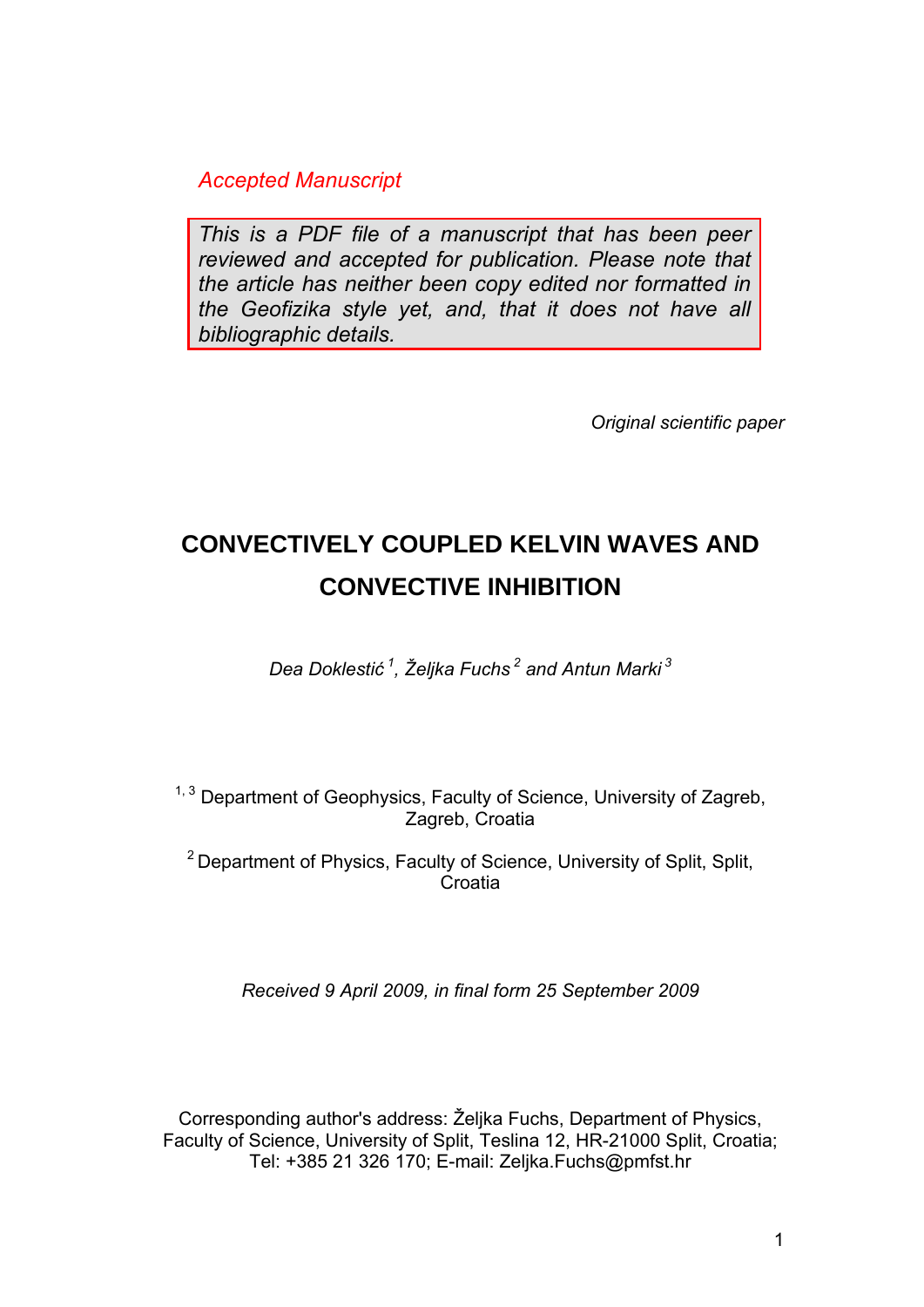*Accepted Manuscript*

*This is a PDF file of a manuscript that has been peer reviewed and accepted for publication. Please note that the article has neither been copy edited nor formatted in the Geofizika style yet, and, that it does not have all bibliographic details.*

*Original scientific paper*

# CONVECTIVELY COUPLED KELVIN WAVES AND CONVECTIVE INHIBITION

*Dea Doklestić [1], Željka Fuchs [2] and Antun Marki [3]*

[1, 3] Department of Geophysics, Faculty of Science, University of Zagreb, Zagreb, Croatia

[2] Department of Physics, Faculty of Science, University of Split, Split, Croatia

*Received 9 April 2009, in final form 25 September 2009*

Corresponding author's address: Željka Fuchs, Department of Physics, Faculty of Science, University of Split, Teslina 12, HR-21000 Split, Croatia; Tel: +385 21 326 170; E-mail: Zeljka.Fuchs@pmfst.hr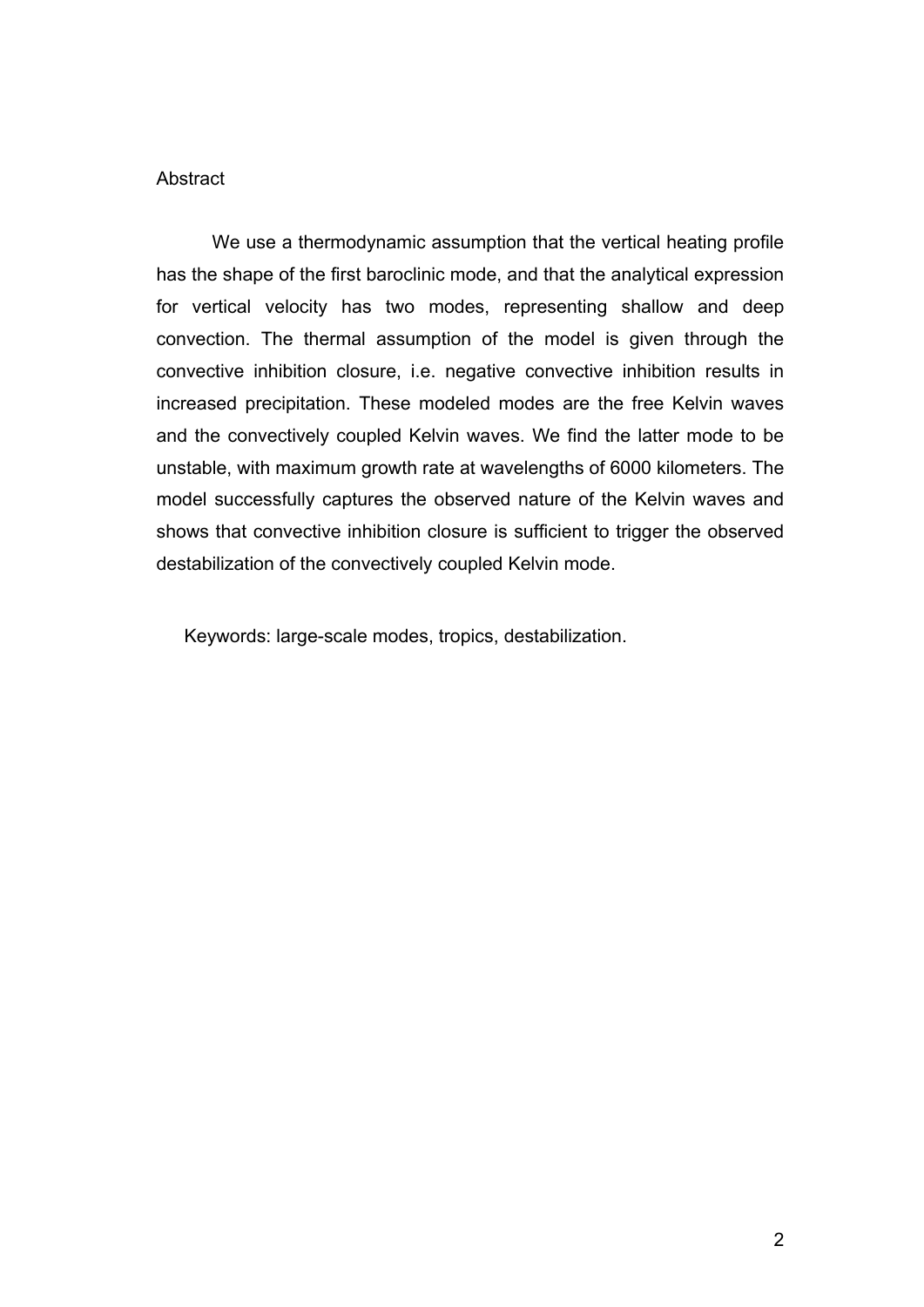## Abstract

We use a thermodynamic assumption that the vertical heating profile has the shape of the first baroclinic mode, and that the analytical expression for vertical velocity has two modes, representing shallow and deep convection. The thermal assumption of the model is given through the convective inhibition closure, i.e. negative convective inhibition results in increased precipitation. These modeled modes are the free Kelvin waves and the convectively coupled Kelvin waves. We find the latter mode to be unstable, with maximum growth rate at wavelengths of 6000 kilometers. The model successfully captures the observed nature of the Kelvin waves and shows that convective inhibition closure is sufficient to trigger the observed destabilization of the convectively coupled Kelvin mode.

Keywords: large-scale modes, tropics, destabilization.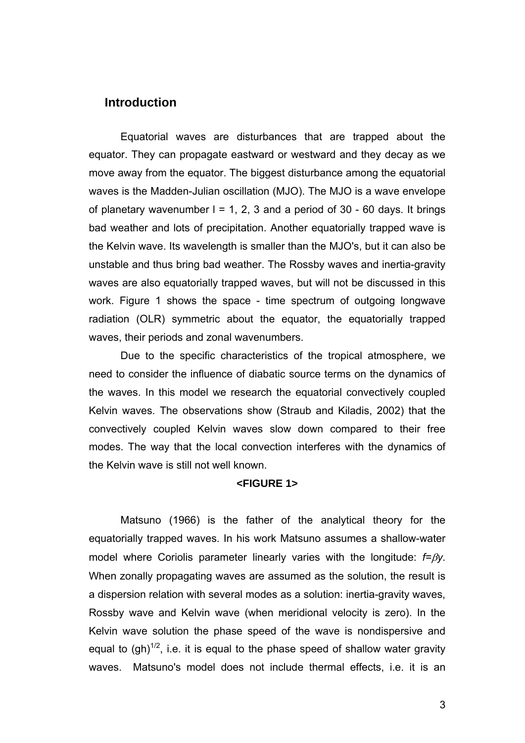## Introduction

Equatorial waves are disturbances that are trapped about the equator. They can propagate eastward or westward and they decay as we move away from the equator. The biggest disturbance among the equatorial waves is the Madden-Julian oscillation (MJO). The MJO is a wave envelope of planetary wavenumber l = 1, 2, 3 and a period of 30 - 60 days. It brings bad weather and lots of precipitation. Another equatorially trapped wave is the Kelvin wave. Its wavelength is smaller than the MJO's, but it can also be unstable and thus bring bad weather. The Rossby waves and inertia-gravity waves are also equatorially trapped waves, but will not be discussed in this work. Figure 1 shows the space - time spectrum of outgoing longwave radiation (OLR) symmetric about the equator, the equatorially trapped waves, their periods and zonal wavenumbers.

Due to the specific characteristics of the tropical atmosphere, we need to consider the influence of diabatic source terms on the dynamics of the waves. In this model we research the equatorial convectively coupled Kelvin waves. The observations show (Straub and Kiladis, 2002) that the convectively coupled Kelvin waves slow down compared to their free modes. The way that the local convection interferes with the dynamics of the Kelvin wave is still not well known.

**<FIGURE 1>**

Matsuno (1966) is the father of the analytical theory for the equatorially trapped waves. In his work Matsuno assumes a shallow-water model where Coriolis parameter linearly varies with the longitude: $f=\beta y$. When zonally propagating waves are assumed as the solution, the result is a dispersion relation with several modes as a solution: inertia-gravity waves, Rossby wave and Kelvin wave (when meridional velocity is zero). In the Kelvin wave solution the phase speed of the wave is nondispersive and equal to $(gh)^{1/2}$, i.e. it is equal to the phase speed of shallow water gravity waves. Matsuno's model does not include thermal effects, i.e. it is an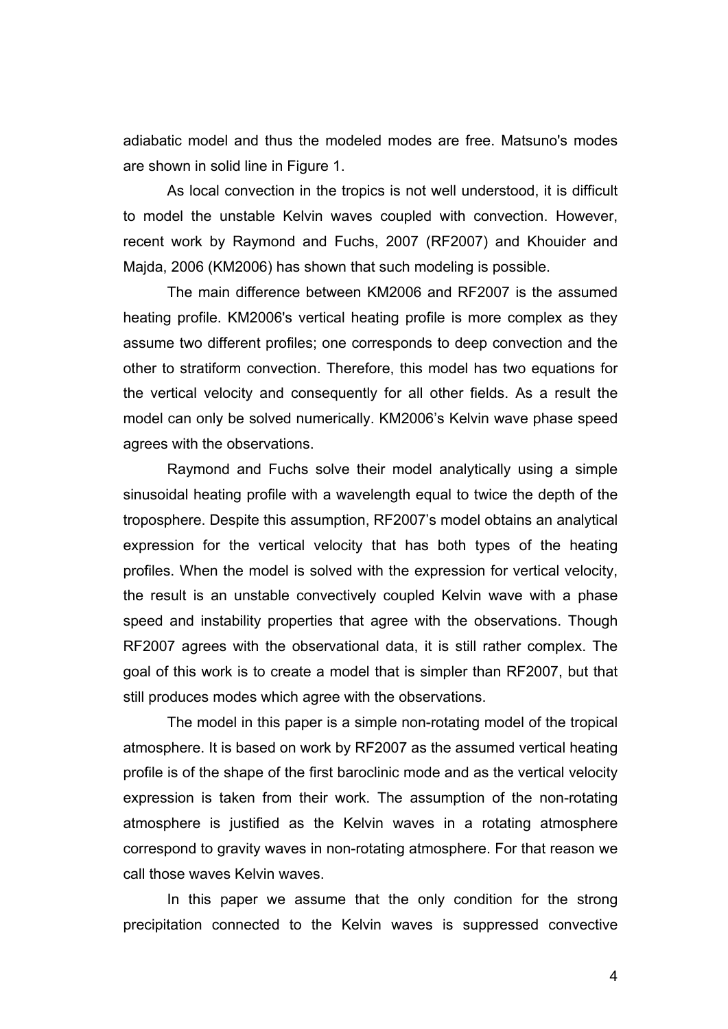adiabatic model and thus the modeled modes are free. Matsuno's modes are shown in solid line in Figure 1.

As local convection in the tropics is not well understood, it is difficult to model the unstable Kelvin waves coupled with convection. However, recent work by Raymond and Fuchs, 2007 (RF2007) and Khouider and Majda, 2006 (KM2006) has shown that such modeling is possible.

The main difference between KM2006 and RF2007 is the assumed heating profile. KM2006's vertical heating profile is more complex as they assume two different profiles; one corresponds to deep convection and the other to stratiform convection. Therefore, this model has two equations for the vertical velocity and consequently for all other fields. As a result the model can only be solved numerically. KM2006's Kelvin wave phase speed agrees with the observations.

Raymond and Fuchs solve their model analytically using a simple sinusoidal heating profile with a wavelength equal to twice the depth of the troposphere. Despite this assumption, RF2007's model obtains an analytical expression for the vertical velocity that has both types of the heating profiles. When the model is solved with the expression for vertical velocity, the result is an unstable convectively coupled Kelvin wave with a phase speed and instability properties that agree with the observations. Though RF2007 agrees with the observational data, it is still rather complex. The goal of this work is to create a model that is simpler than RF2007, but that still produces modes which agree with the observations.

The model in this paper is a simple non-rotating model of the tropical atmosphere. It is based on work by RF2007 as the assumed vertical heating profile is of the shape of the first baroclinic mode and as the vertical velocity expression is taken from their work. The assumption of the non-rotating atmosphere is justified as the Kelvin waves in a rotating atmosphere correspond to gravity waves in non-rotating atmosphere. For that reason we call those waves Kelvin waves.

In this paper we assume that the only condition for the strong precipitation connected to the Kelvin waves is suppressed convective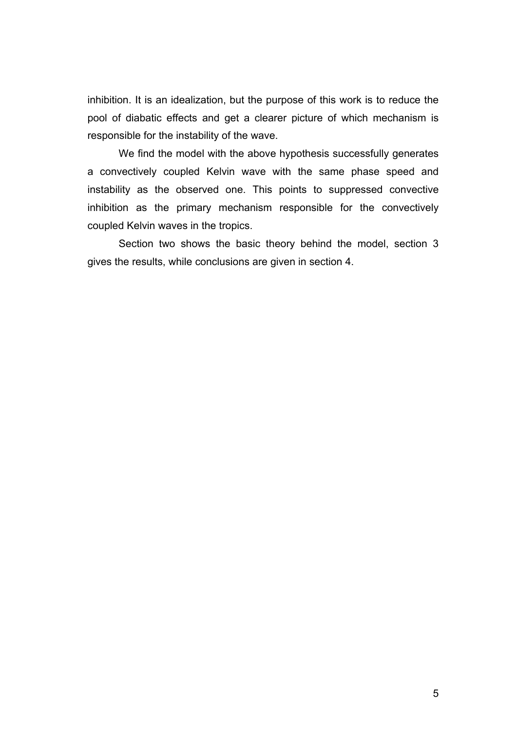inhibition. It is an idealization, but the purpose of this work is to reduce the pool of diabatic effects and get a clearer picture of which mechanism is responsible for the instability of the wave.

We find the model with the above hypothesis successfully generates a convectively coupled Kelvin wave with the same phase speed and instability as the observed one. This points to suppressed convective inhibition as the primary mechanism responsible for the convectively coupled Kelvin waves in the tropics.

Section two shows the basic theory behind the model, section 3 gives the results, while conclusions are given in section 4.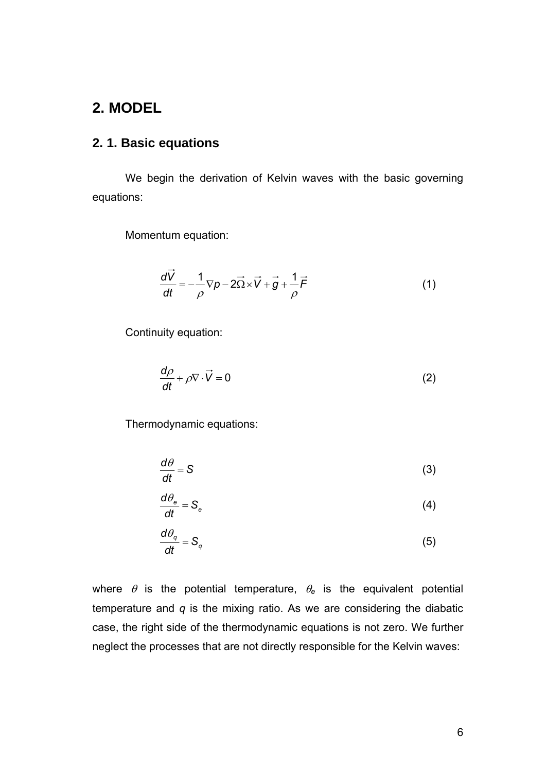## 2. MODEL

### 2. 1. Basic equations

We begin the derivation of Kelvin waves with the basic governing equations:

Momentum equation:

$$\frac{d\vec{V}}{dt} = -\frac{1}{\rho}\nabla p - 2\vec{\Omega}\times\vec{V} + \vec{g} + \frac{1}{\rho}\vec{F} \tag{1}$$

Continuity equation:

$$\frac{d\rho}{dt} + \rho\nabla\cdot\vec{V} = 0 \tag{2}$$

Thermodynamic equations:

$$\frac{d\theta}{dt} = S \tag{3}$$

$$\frac{d\theta_e}{dt} = S_e \tag{4}$$

$$\frac{d\theta_q}{dt} = S_q \tag{5}$$

where $\theta$ is the potential temperature, $\theta_e$ is the equivalent potential temperature and $q$ is the mixing ratio. As we are considering the diabatic case, the right side of the thermodynamic equations is not zero. We further neglect the processes that are not directly responsible for the Kelvin waves: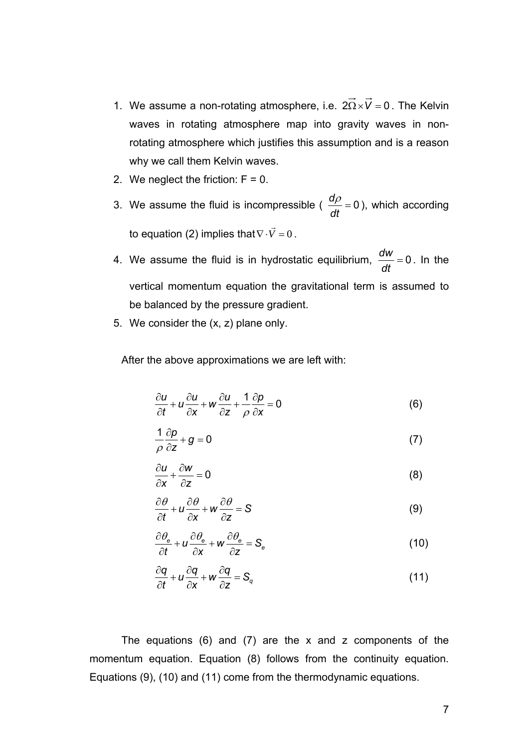1. We assume a non-rotating atmosphere, i.e. $2\vec{\Omega} \times \vec{V} = 0$. The Kelvin waves in rotating atmosphere map into gravity waves in non-rotating atmosphere which justifies this assumption and is a reason why we call them Kelvin waves.
2. We neglect the friction: F = 0.
3. We assume the fluid is incompressible ( $\frac{d\rho}{dt} = 0$ ), which according to equation (2) implies that $\nabla \cdot \vec{V} = 0$.
4. We assume the fluid is in hydrostatic equilibrium, $\frac{dw}{dt} = 0$. In the vertical momentum equation the gravitational term is assumed to be balanced by the pressure gradient.
5. We consider the (x, z) plane only.

After the above approximations we are left with:

$$\frac{\partial u}{\partial t} + u\frac{\partial u}{\partial x} + w\frac{\partial u}{\partial z} + \frac{1}{\rho}\frac{\partial p}{\partial x} = 0 \tag{6}$$

$$\frac{1}{\rho}\frac{\partial p}{\partial z} + g = 0 \tag{7}$$

$$\frac{\partial u}{\partial x} + \frac{\partial w}{\partial z} = 0 \tag{8}$$

$$\frac{\partial \theta}{\partial t} + u\frac{\partial \theta}{\partial x} + w\frac{\partial \theta}{\partial z} = S \tag{9}$$

$$\frac{\partial \theta_e}{\partial t} + u\frac{\partial \theta_e}{\partial x} + w\frac{\partial \theta_e}{\partial z} = S_e \tag{10}$$

$$\frac{\partial q}{\partial t} + u\frac{\partial q}{\partial x} + w\frac{\partial q}{\partial z} = S_q \tag{11}$$

The equations (6) and (7) are the x and z components of the momentum equation. Equation (8) follows from the continuity equation. Equations (9), (10) and (11) come from the thermodynamic equations.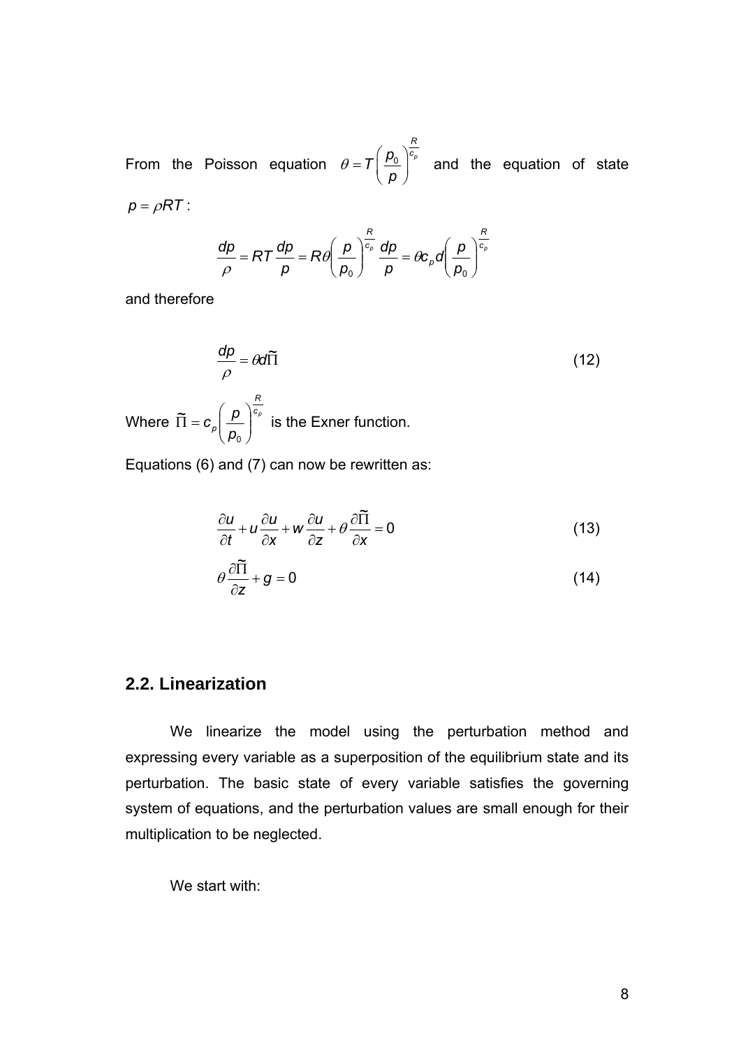From the Poisson equation $\theta = T\left(\frac{p_0}{p}\right)^{\frac{R}{c_p}}$ and the equation of state $p = \rho RT$ :

$$\frac{dp}{\rho} = RT\frac{dp}{p} = R\theta\left(\frac{p}{p_0}\right)^{\frac{R}{c_p}}\frac{dp}{p} = \theta c_p d\left(\frac{p}{p_0}\right)^{\frac{R}{c_p}}$$

and therefore

$$\frac{dp}{\rho} = \theta d\tilde{\Pi} \tag{12}$$

Where $\tilde{\Pi} = c_p\left(\frac{p}{p_0}\right)^{\frac{R}{c_p}}$ is the Exner function.

Equations (6) and (7) can now be rewritten as:

$$\frac{\partial u}{\partial t} + u\frac{\partial u}{\partial x} + w\frac{\partial u}{\partial z} + \theta\frac{\partial \tilde{\Pi}}{\partial x} = 0 \tag{13}$$

$$\theta\frac{\partial \tilde{\Pi}}{\partial z} + g = 0 \tag{14}$$

## 2.2. Linearization

We linearize the model using the perturbation method and expressing every variable as a superposition of the equilibrium state and its perturbation. The basic state of every variable satisfies the governing system of equations, and the perturbation values are small enough for their multiplication to be neglected.

We start with: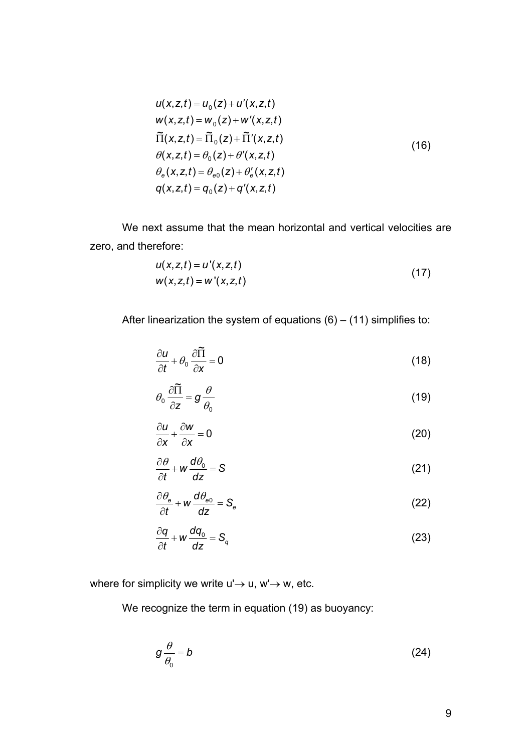$$
\begin{aligned}
u(x,z,t) &= u_0(z) + u'(x,z,t) \\
w(x,z,t) &= w_0(z) + w'(x,z,t) \\
\tilde{\Pi}(x,z,t) &= \tilde{\Pi}_0(z) + \tilde{\Pi}'(x,z,t) \\
\theta(x,z,t) &= \theta_0(z) + \theta'(x,z,t) \\
\theta_e(x,z,t) &= \theta_{e0}(z) + \theta_e'(x,z,t) \\
q(x,z,t) &= q_0(z) + q'(x,z,t)
\end{aligned}
\tag{16}
$$

We next assume that the mean horizontal and vertical velocities are zero, and therefore:

$$
\begin{aligned}
u(x,z,t) &= u'(x,z,t) \\
w(x,z,t) &= w'(x,z,t)
\end{aligned}
\tag{17}
$$

After linearization the system of equations (6) – (11) simplifies to:

$$
\frac{\partial u}{\partial t} + \theta_0 \frac{\partial \tilde{\Pi}}{\partial x} = 0 \tag{18}
$$

$$
\theta_0 \frac{\partial \tilde{\Pi}}{\partial z} = g \frac{\theta}{\theta_0} \tag{19}
$$

$$
\frac{\partial u}{\partial x} + \frac{\partial w}{\partial x} = 0 \tag{20}
$$

$$
\frac{\partial \theta}{\partial t} + w \frac{d\theta_0}{dz} = S \tag{21}
$$

$$
\frac{\partial \theta_e}{\partial t} + w \frac{d\theta_{e0}}{dz} = S_e \tag{22}
$$

$$
\frac{\partial q}{\partial t} + w \frac{dq_0}{dz} = S_q \tag{23}
$$

where for simplicity we write $u' \rightarrow u$, $w' \rightarrow w$, etc.

We recognize the term in equation (19) as buoyancy:

$$
g \frac{\theta}{\theta_0} = b \tag{24}
$$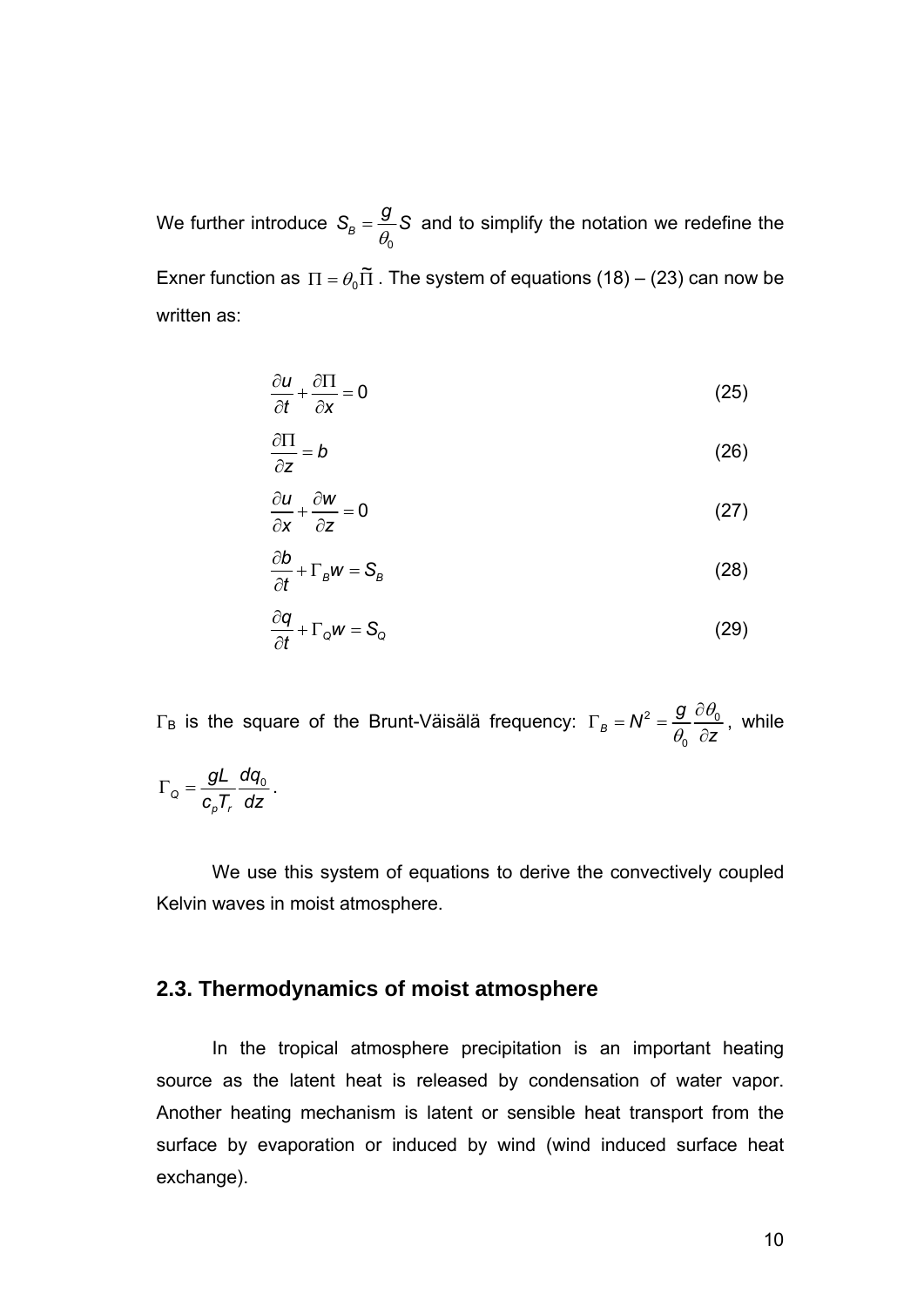We further introduce $S_B = \frac{g}{\theta_0} S$ and to simplify the notation we redefine the Exner function as $\Pi = \theta_0 \widetilde{\Pi}$. The system of equations (18) – (23) can now be written as:

$$\frac{\partial u}{\partial t} + \frac{\partial \Pi}{\partial x} = 0 \tag{25}$$

$$\frac{\partial \Pi}{\partial z} = b \tag{26}$$

$$\frac{\partial u}{\partial x} + \frac{\partial w}{\partial z} = 0 \tag{27}$$

$$\frac{\partial b}{\partial t} + \Gamma_B w = S_B \tag{28}$$

$$\frac{\partial q}{\partial t} + \Gamma_Q w = S_Q \tag{29}$$

$\Gamma_B$ is the square of the Brunt-Väisälä frequency: $\Gamma_B = N^2 = \frac{g}{\theta_0} \frac{\partial \theta_0}{\partial z}$, while $\Gamma_Q = \frac{gL}{c_p T_r} \frac{dq_0}{dz}$.

We use this system of equations to derive the convectively coupled Kelvin waves in moist atmosphere.

## 2.3. Thermodynamics of moist atmosphere

In the tropical atmosphere precipitation is an important heating source as the latent heat is released by condensation of water vapor. Another heating mechanism is latent or sensible heat transport from the surface by evaporation or induced by wind (wind induced surface heat exchange).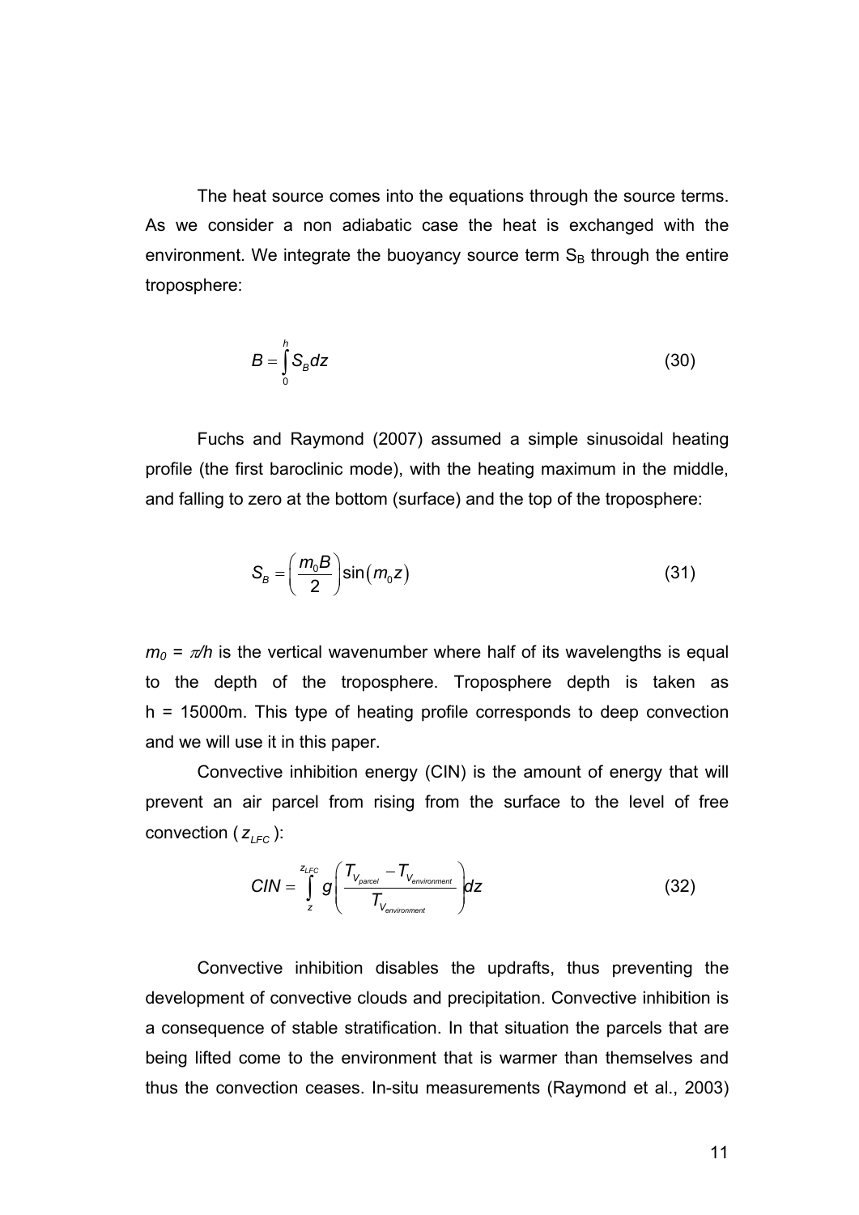The heat source comes into the equations through the source terms. As we consider a non adiabatic case the heat is exchanged with the environment. We integrate the buoyancy source term $S_B$ through the entire troposphere:

$$B = \int_0^h S_B dz \tag{30}$$

Fuchs and Raymond (2007) assumed a simple sinusoidal heating profile (the first baroclinic mode), with the heating maximum in the middle, and falling to zero at the bottom (surface) and the top of the troposphere:

$$S_B = \left(\frac{m_0 B}{2}\right) \sin(m_0 z) \tag{31}$$

$m_0 = \pi/h$ is the vertical wavenumber where half of its wavelengths is equal to the depth of the troposphere. Troposphere depth is taken as h = 15000m. This type of heating profile corresponds to deep convection and we will use it in this paper.

Convective inhibition energy (CIN) is the amount of energy that will prevent an air parcel from rising from the surface to the level of free convection ( $z_{LFC}$ ):

$$CIN = \int_z^{z_{LFC}} g\left(\frac{T_{V_{parcel}} - T_{V_{environment}}}{T_{V_{environment}}}\right) dz \tag{32}$$

Convective inhibition disables the updrafts, thus preventing the development of convective clouds and precipitation. Convective inhibition is a consequence of stable stratification. In that situation the parcels that are being lifted come to the environment that is warmer than themselves and thus the convection ceases. In-situ measurements (Raymond et al., 2003)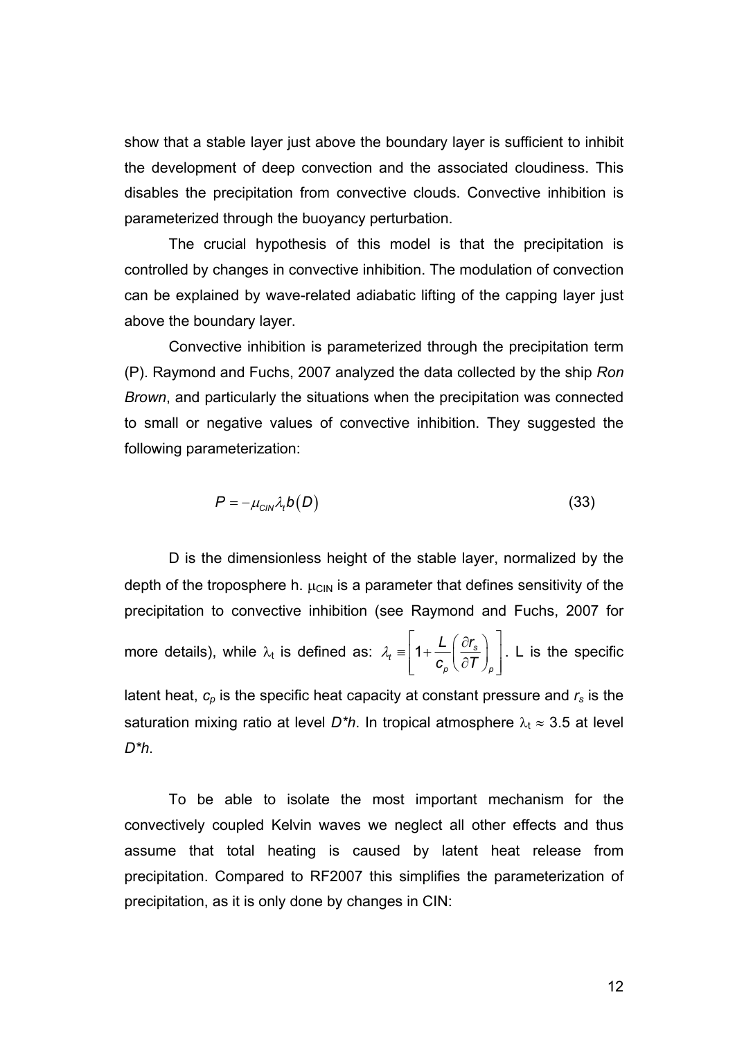show that a stable layer just above the boundary layer is sufficient to inhibit the development of deep convection and the associated cloudiness. This disables the precipitation from convective clouds. Convective inhibition is parameterized through the buoyancy perturbation.

The crucial hypothesis of this model is that the precipitation is controlled by changes in convective inhibition. The modulation of convection can be explained by wave-related adiabatic lifting of the capping layer just above the boundary layer.

Convective inhibition is parameterized through the precipitation term (P). Raymond and Fuchs, 2007 analyzed the data collected by the ship *Ron Brown*, and particularly the situations when the precipitation was connected to small or negative values of convective inhibition. They suggested the following parameterization:

$$P = -\mu_{CIN} \lambda_t b(D) \tag{33}$$

D is the dimensionless height of the stable layer, normalized by the depth of the troposphere h. $\mu_{CIN}$ is a parameter that defines sensitivity of the precipitation to convective inhibition (see Raymond and Fuchs, 2007 for more details), while $\lambda_t$ is defined as: $\lambda_t \equiv \left[1 + \frac{L}{c_p}\left(\frac{\partial r_s}{\partial T}\right)_p\right]$. L is the specific latent heat, $c_p$ is the specific heat capacity at constant pressure and $r_s$ is the saturation mixing ratio at level $D*h$. In tropical atmosphere $\lambda_t \approx 3.5$ at level $D*h$.

To be able to isolate the most important mechanism for the convectively coupled Kelvin waves we neglect all other effects and thus assume that total heating is caused by latent heat release from precipitation. Compared to RF2007 this simplifies the parameterization of precipitation, as it is only done by changes in CIN: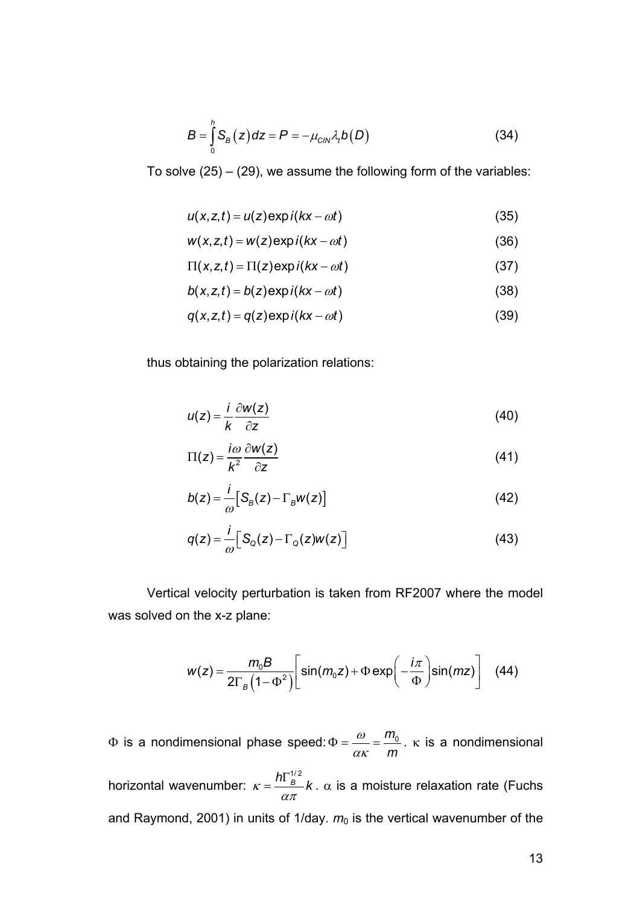$$B = \int_0^h S_B\left(z\right)dz = P = -\mu_{CIN}\lambda_t b\left(D\right) \tag{34}$$

To solve (25) – (29), we assume the following form of the variables:

$$u(x,z,t) = u(z)\exp i(kx - \omega t) \tag{35}$$

$$w(x,z,t) = w(z)\exp i(kx - \omega t) \tag{36}$$

$$\Pi(x,z,t) = \Pi(z)\exp i(kx - \omega t) \tag{37}$$

$$b(x,z,t) = b(z)\exp i(kx - \omega t) \tag{38}$$

$$q(x,z,t) = q(z)\exp i(kx - \omega t) \tag{39}$$

thus obtaining the polarization relations:

$$u(z) = \frac{i}{k}\frac{\partial w(z)}{\partial z} \tag{40}$$

$$\Pi(z) = \frac{i\omega}{k^2}\frac{\partial w(z)}{\partial z} \tag{41}$$

$$b(z) = \frac{i}{\omega}\left[S_B(z) - \Gamma_B w(z)\right] \tag{42}$$

$$q(z) = \frac{i}{\omega}\left[S_Q(z) - \Gamma_Q(z)w(z)\right] \tag{43}$$

Vertical velocity perturbation is taken from RF2007 where the model was solved on the x-z plane:

$$w(z) = \frac{m_0 B}{2\Gamma_B\left(1-\Phi^2\right)}\left[\sin(m_0 z) + \Phi\exp\left(-\frac{i\pi}{\Phi}\right)\sin(mz)\right] \tag{44}$$

$\Phi$ is a nondimensional phase speed: $\Phi = \dfrac{\omega}{\alpha\kappa} = \dfrac{m_0}{m}$. $\kappa$ is a nondimensional horizontal wavenumber: $\kappa = \dfrac{h\Gamma_B^{1/2}}{\alpha\pi}k$. $\alpha$ is a moisture relaxation rate (Fuchs and Raymond, 2001) in units of 1/day. $m_0$ is the vertical wavenumber of the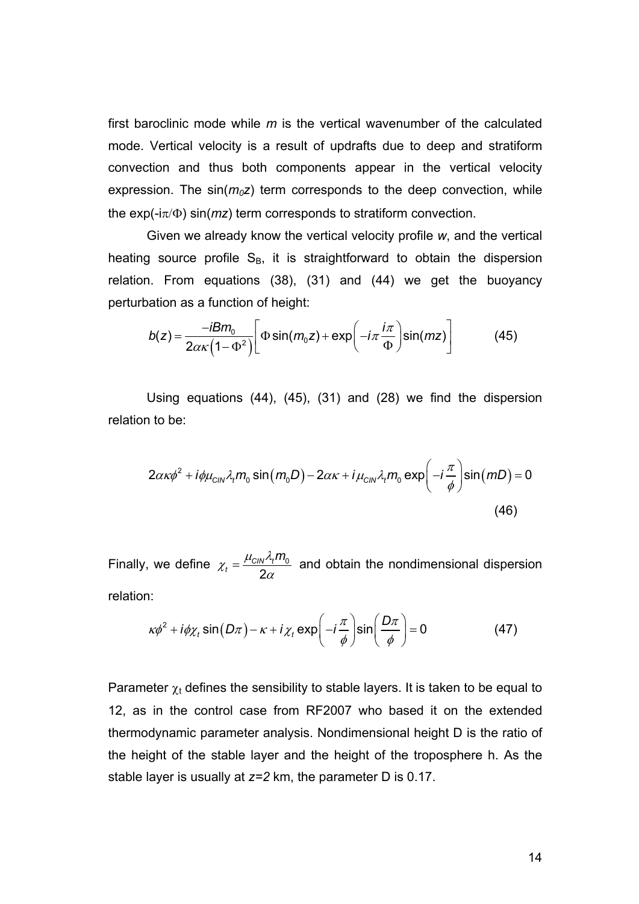first baroclinic mode while $m$ is the vertical wavenumber of the calculated mode. Vertical velocity is a result of updrafts due to deep and stratiform convection and thus both components appear in the vertical velocity expression. The $\sin(m_0 z)$ term corresponds to the deep convection, while the $\exp(-i\pi/\Phi)\sin(mz)$ term corresponds to stratiform convection.

Given we already know the vertical velocity profile $w$, and the vertical heating source profile $S_B$, it is straightforward to obtain the dispersion relation. From equations (38), (31) and (44) we get the buoyancy perturbation as a function of height:

$$b(z) = \frac{-iBm_0}{2\alpha\kappa\left(1-\Phi^2\right)}\left[\Phi\sin(m_0 z) + \exp\left(-i\pi\frac{i\pi}{\Phi}\right)\sin(mz)\right] \tag{45}$$

Using equations (44), (45), (31) and (28) we find the dispersion relation to be:

$$2\alpha\kappa\phi^2 + i\phi\mu_{CIN}\lambda_t m_0\sin\left(m_0 D\right) - 2\alpha\kappa + i\mu_{CIN}\lambda_t m_0\exp\left(-i\frac{\pi}{\phi}\right)\sin\left(mD\right) = 0 \tag{46}$$

Finally, we define $\chi_t = \frac{\mu_{CIN}\lambda_t m_0}{2\alpha}$ and obtain the nondimensional dispersion relation:

$$\kappa\phi^2 + i\phi\chi_t\sin\left(D\pi\right) - \kappa + i\chi_t\exp\left(-i\frac{\pi}{\phi}\right)\sin\left(\frac{D\pi}{\phi}\right) = 0 \tag{47}$$

Parameter $\chi_t$ defines the sensibility to stable layers. It is taken to be equal to 12, as in the control case from RF2007 who based it on the extended thermodynamic parameter analysis. Nondimensional height D is the ratio of the height of the stable layer and the height of the troposphere h. As the stable layer is usually at $z=2$ km, the parameter D is 0.17.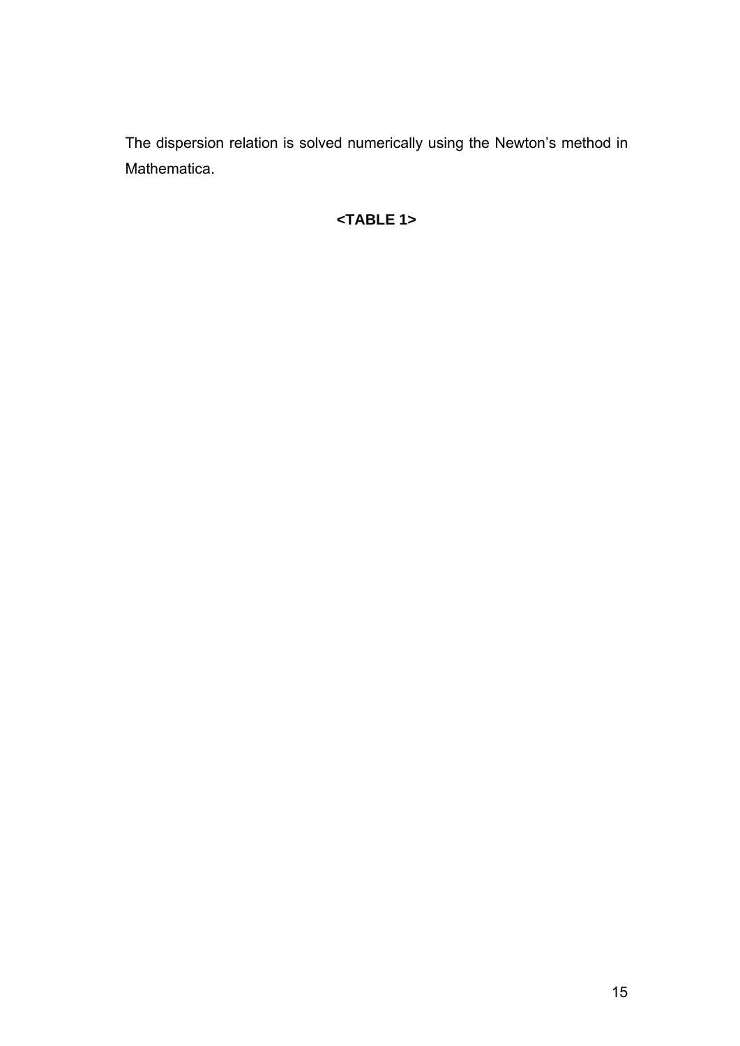The dispersion relation is solved numerically using the Newton's method in Mathematica.

**<TABLE 1>**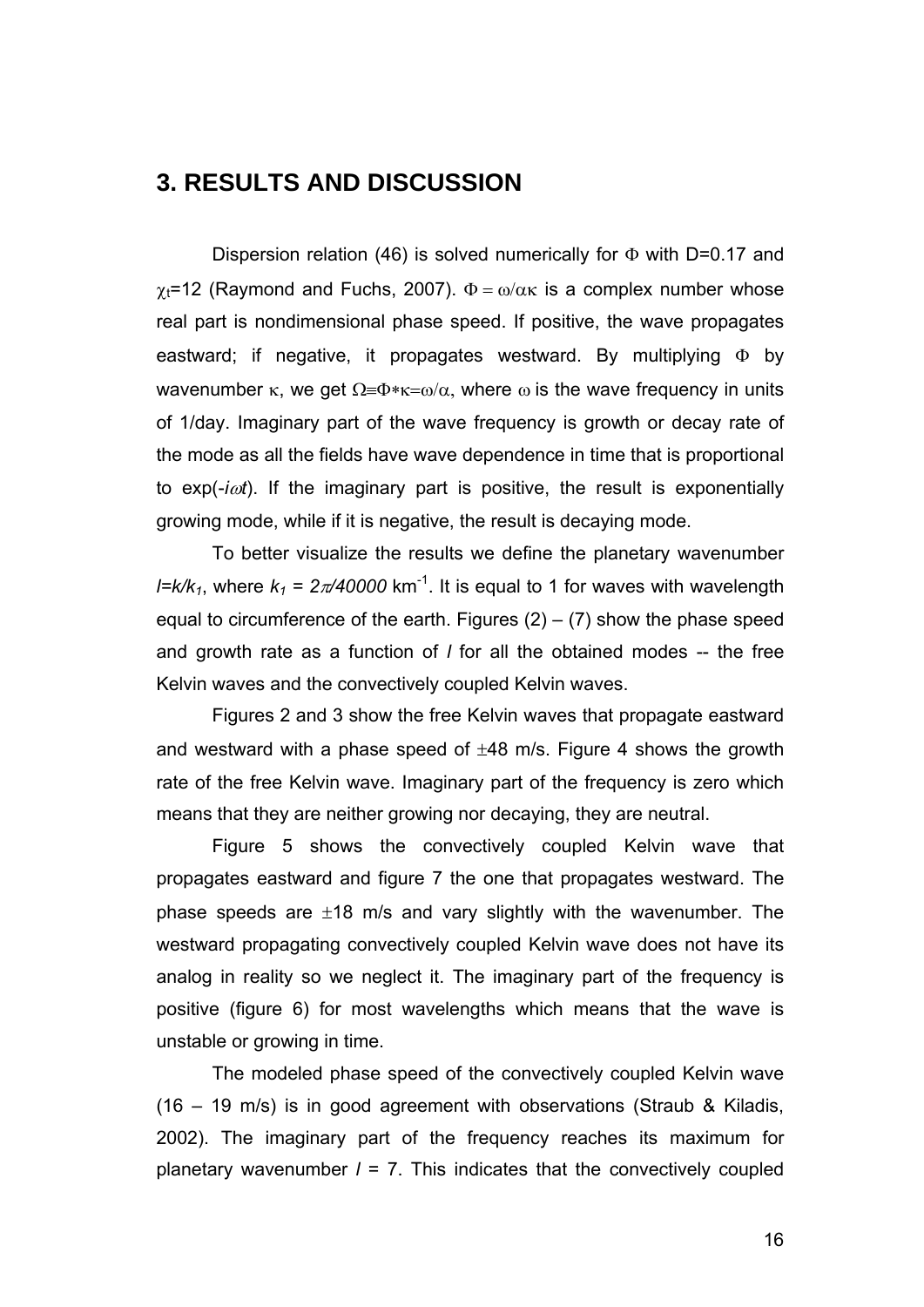## 3. RESULTS AND DISCUSSION

Dispersion relation (46) is solved numerically for $\Phi$ with D=0.17 and $\chi_t$=12 (Raymond and Fuchs, 2007). $\Phi = \omega/\alpha\kappa$ is a complex number whose real part is nondimensional phase speed. If positive, the wave propagates eastward; if negative, it propagates westward. By multiplying $\Phi$ by wavenumber $\kappa$, we get $\Omega \equiv \Phi * \kappa = \omega/\alpha$, where $\omega$ is the wave frequency in units of 1/day. Imaginary part of the wave frequency is growth or decay rate of the mode as all the fields have wave dependence in time that is proportional to $\exp(-i\omega t)$. If the imaginary part is positive, the result is exponentially growing mode, while if it is negative, the result is decaying mode.

To better visualize the results we define the planetary wavenumber $l=k/k_1$, where $k_1 = 2\pi/40000$ km$^{-1}$. It is equal to 1 for waves with wavelength equal to circumference of the earth. Figures (2) – (7) show the phase speed and growth rate as a function of $l$ for all the obtained modes -- the free Kelvin waves and the convectively coupled Kelvin waves.

Figures 2 and 3 show the free Kelvin waves that propagate eastward and westward with a phase speed of $\pm$48 m/s. Figure 4 shows the growth rate of the free Kelvin wave. Imaginary part of the frequency is zero which means that they are neither growing nor decaying, they are neutral.

Figure 5 shows the convectively coupled Kelvin wave that propagates eastward and figure 7 the one that propagates westward. The phase speeds are $\pm$18 m/s and vary slightly with the wavenumber. The westward propagating convectively coupled Kelvin wave does not have its analog in reality so we neglect it. The imaginary part of the frequency is positive (figure 6) for most wavelengths which means that the wave is unstable or growing in time.

The modeled phase speed of the convectively coupled Kelvin wave (16 – 19 m/s) is in good agreement with observations (Straub & Kiladis, 2002). The imaginary part of the frequency reaches its maximum for planetary wavenumber $l$ = 7. This indicates that the convectively coupled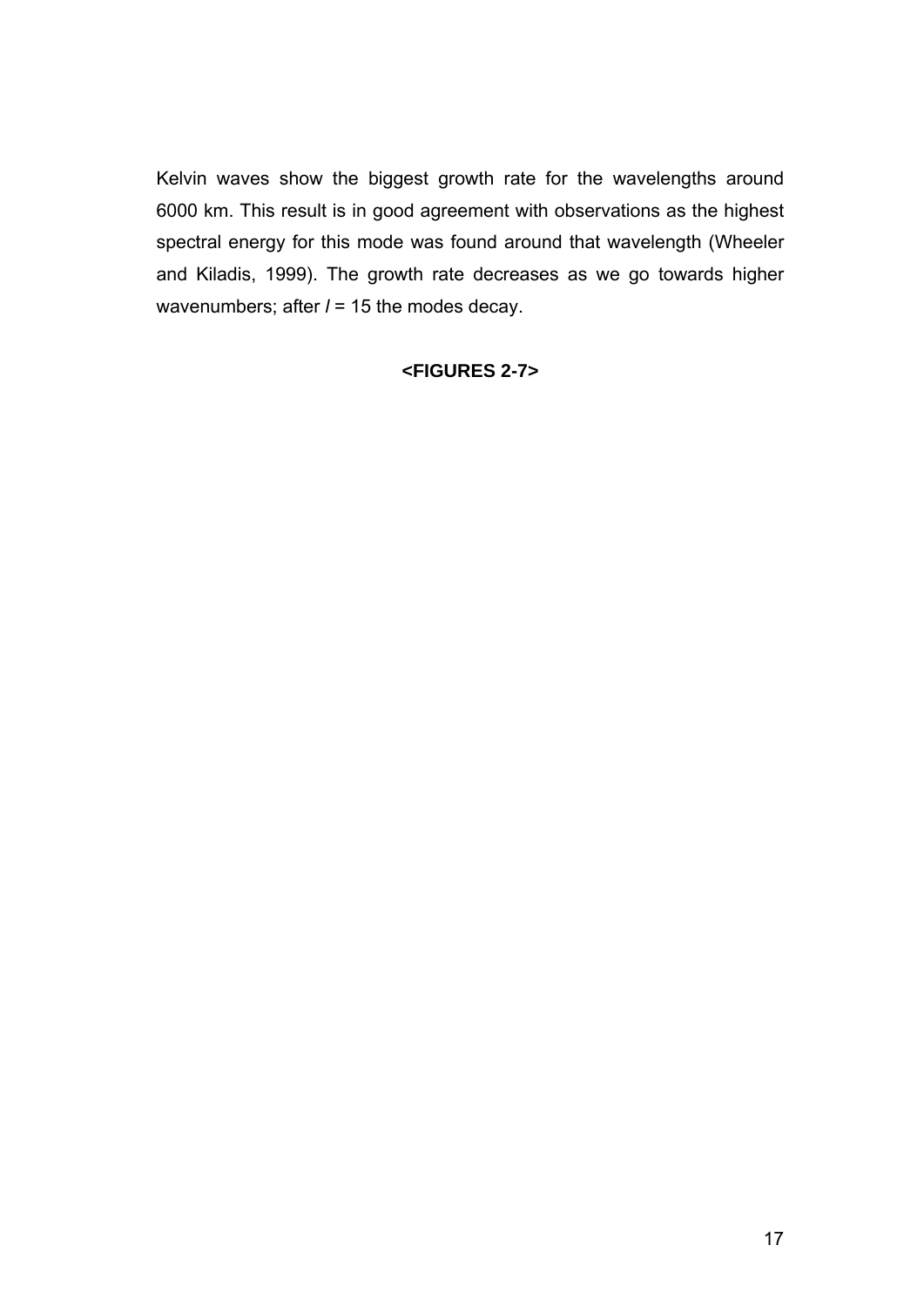Kelvin waves show the biggest growth rate for the wavelengths around 6000 km. This result is in good agreement with observations as the highest spectral energy for this mode was found around that wavelength (Wheeler and Kiladis, 1999). The growth rate decreases as we go towards higher wavenumbers; after $l$ = 15 the modes decay.

**<FIGURES 2-7>**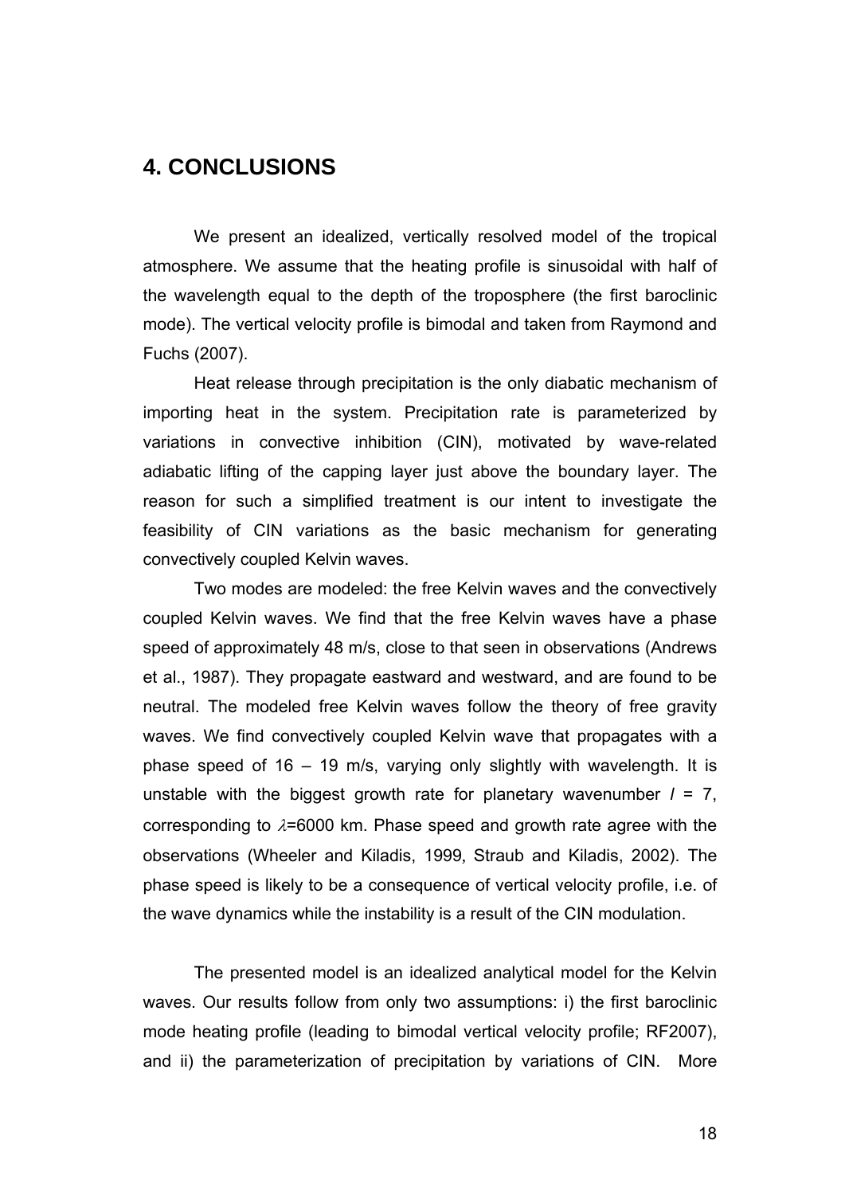## 4. CONCLUSIONS

We present an idealized, vertically resolved model of the tropical atmosphere. We assume that the heating profile is sinusoidal with half of the wavelength equal to the depth of the troposphere (the first baroclinic mode). The vertical velocity profile is bimodal and taken from Raymond and Fuchs (2007).

Heat release through precipitation is the only diabatic mechanism of importing heat in the system. Precipitation rate is parameterized by variations in convective inhibition (CIN), motivated by wave-related adiabatic lifting of the capping layer just above the boundary layer. The reason for such a simplified treatment is our intent to investigate the feasibility of CIN variations as the basic mechanism for generating convectively coupled Kelvin waves.

Two modes are modeled: the free Kelvin waves and the convectively coupled Kelvin waves. We find that the free Kelvin waves have a phase speed of approximately 48 m/s, close to that seen in observations (Andrews et al., 1987). They propagate eastward and westward, and are found to be neutral. The modeled free Kelvin waves follow the theory of free gravity waves. We find convectively coupled Kelvin wave that propagates with a phase speed of 16 – 19 m/s, varying only slightly with wavelength. It is unstable with the biggest growth rate for planetary wavenumber $l$ = 7, corresponding to $\lambda$=6000 km. Phase speed and growth rate agree with the observations (Wheeler and Kiladis, 1999, Straub and Kiladis, 2002). The phase speed is likely to be a consequence of vertical velocity profile, i.e. of the wave dynamics while the instability is a result of the CIN modulation.

The presented model is an idealized analytical model for the Kelvin waves. Our results follow from only two assumptions: i) the first baroclinic mode heating profile (leading to bimodal vertical velocity profile; RF2007), and ii) the parameterization of precipitation by variations of CIN. More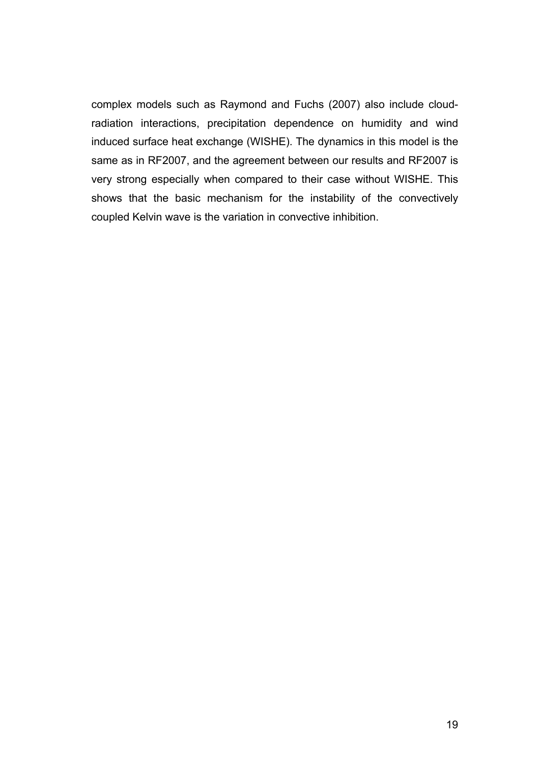complex models such as Raymond and Fuchs (2007) also include cloud-radiation interactions, precipitation dependence on humidity and wind induced surface heat exchange (WISHE). The dynamics in this model is the same as in RF2007, and the agreement between our results and RF2007 is very strong especially when compared to their case without WISHE. This shows that the basic mechanism for the instability of the convectively coupled Kelvin wave is the variation in convective inhibition.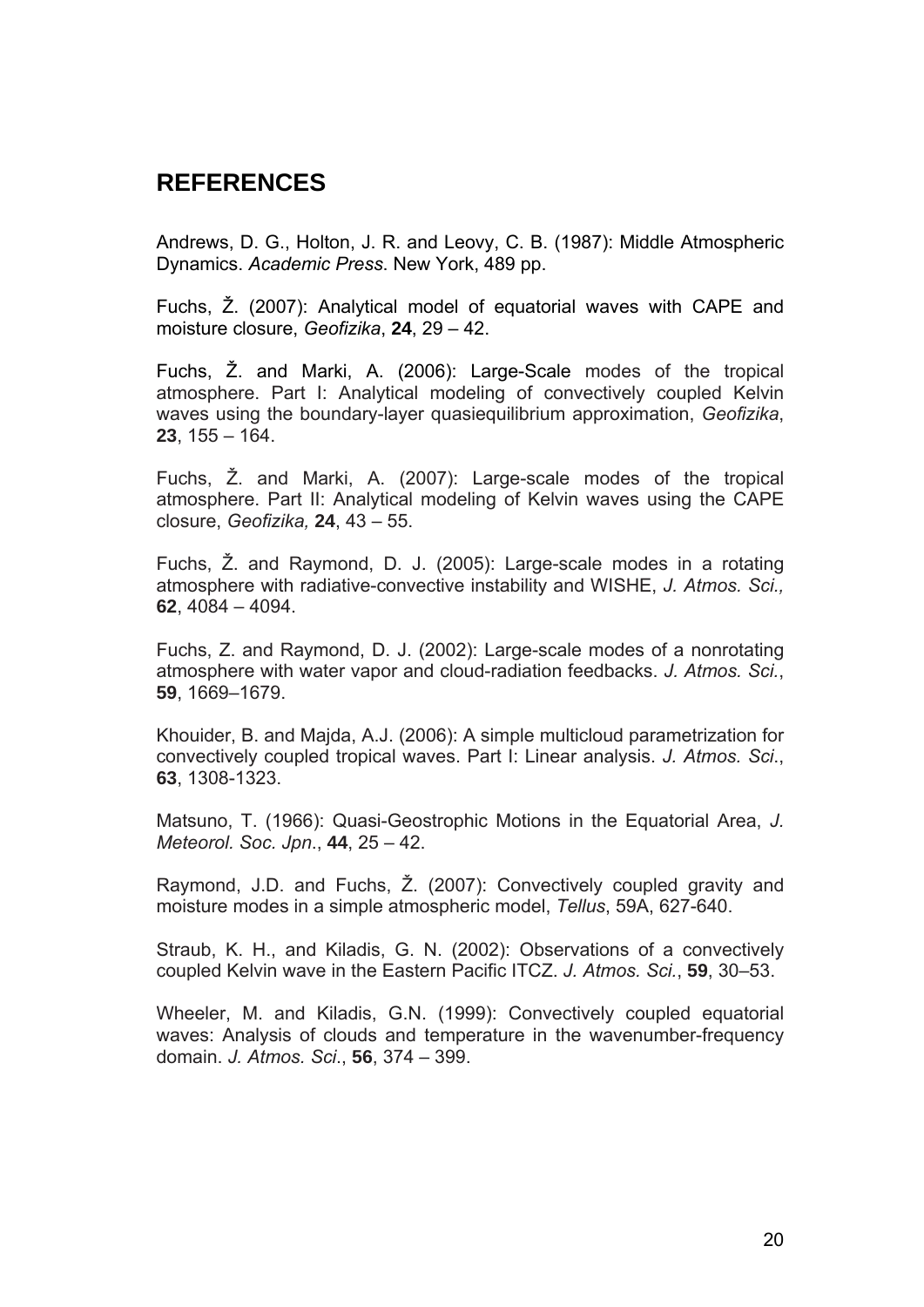## REFERENCES

Andrews, D. G., Holton, J. R. and Leovy, C. B. (1987): Middle Atmospheric Dynamics. *Academic Press*. New York, 489 pp.

Fuchs, Ž. (2007): Analytical model of equatorial waves with CAPE and moisture closure, *Geofizika*, **24**, 29 – 42.

Fuchs, Ž. and Marki, A. (2006): Large-Scale modes of the tropical atmosphere. Part I: Analytical modeling of convectively coupled Kelvin waves using the boundary-layer quasiequilibrium approximation, *Geofizika*, **23**, 155 – 164.

Fuchs, Ž. and Marki, A. (2007): Large-scale modes of the tropical atmosphere. Part II: Analytical modeling of Kelvin waves using the CAPE closure, *Geofizika,* **24**, 43 – 55.

Fuchs, Ž. and Raymond, D. J. (2005): Large-scale modes in a rotating atmosphere with radiative-convective instability and WISHE, *J. Atmos. Sci.,* **62**, 4084 – 4094.

Fuchs, Z. and Raymond, D. J. (2002): Large-scale modes of a nonrotating atmosphere with water vapor and cloud-radiation feedbacks. *J. Atmos. Sci.*, **59**, 1669–1679.

Khouider, B. and Majda, A.J. (2006): A simple multicloud parametrization for convectively coupled tropical waves. Part I: Linear analysis. *J. Atmos. Sci*., **63**, 1308-1323.

Matsuno, T. (1966): Quasi-Geostrophic Motions in the Equatorial Area, *J. Meteorol. Soc. Jpn*., **44**, 25 – 42.

Raymond, J.D. and Fuchs, Ž. (2007): Convectively coupled gravity and moisture modes in a simple atmospheric model, *Tellus*, 59A, 627-640.

Straub, K. H., and Kiladis, G. N. (2002): Observations of a convectively coupled Kelvin wave in the Eastern Pacific ITCZ. *J. Atmos. Sci.*, **59**, 30–53.

Wheeler, M. and Kiladis, G.N. (1999): Convectively coupled equatorial waves: Analysis of clouds and temperature in the wavenumber-frequency domain. *J. Atmos. Sci*., **56**, 374 – 399.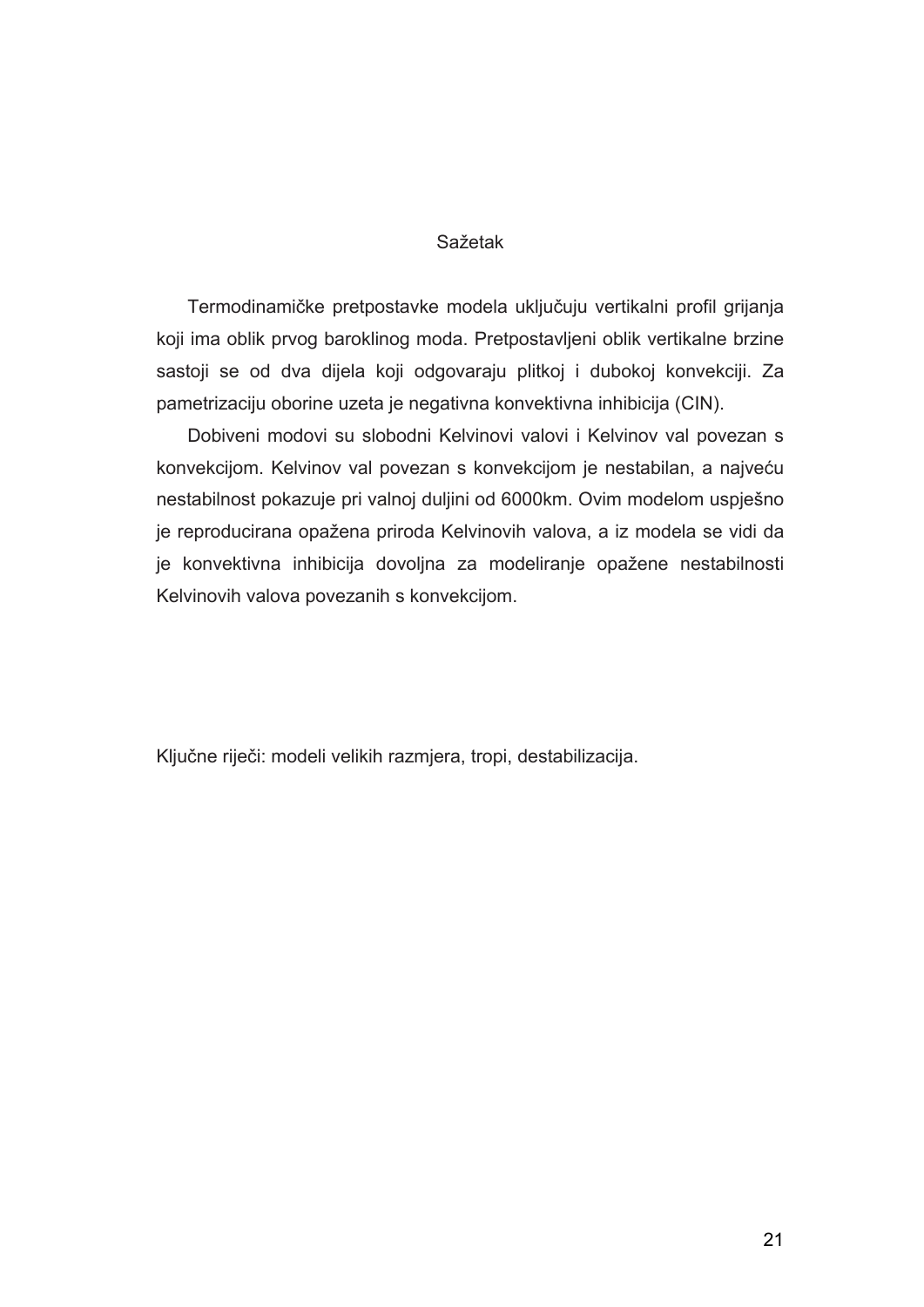## Sažetak

Termodinamičke pretpostavke modela uključuju vertikalni profil grijanja koji ima oblik prvog baroklinog moda. Pretpostavljeni oblik vertikalne brzine sastoji se od dva dijela koji odgovaraju plitkoj i dubokoj konvekciji. Za pametrizaciju oborine uzeta je negativna konvektivna inhibicija (CIN).

Dobiveni modovi su slobodni Kelvinovi valovi i Kelvinov val povezan s konvekcijom. Kelvinov val povezan s konvekcijom je nestabilan, a najveću nestabilnost pokazuje pri valnoj duljini od 6000km. Ovim modelom uspješno je reproducirana opažena priroda Kelvinovih valova, a iz modela se vidi da je konvektivna inhibicija dovoljna za modeliranje opažene nestabilnosti Kelvinovih valova povezanih s konvekcijom.

Ključne riječi: modeli velikih razmjera, tropi, destabilizacija.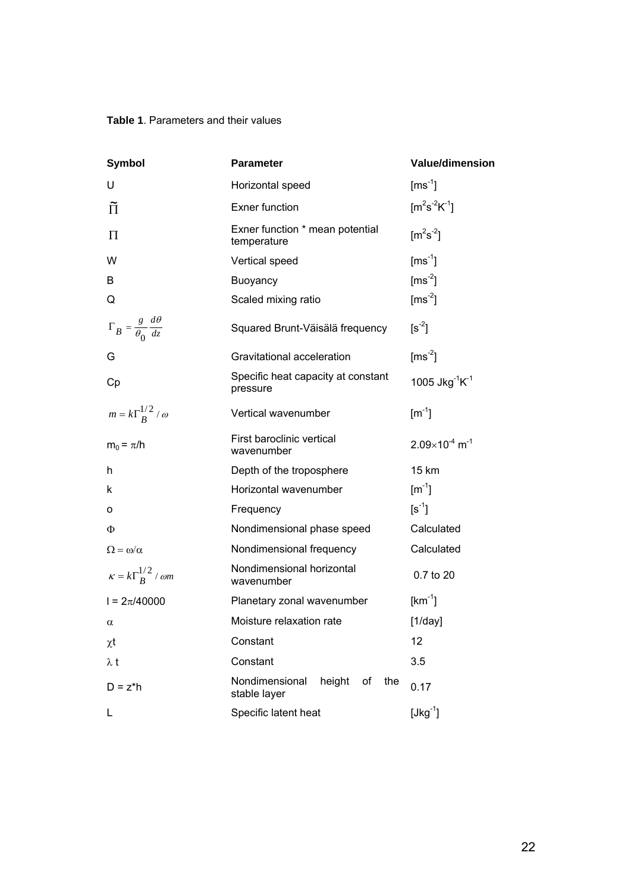**Table 1**. Parameters and their values

| Symbol | Parameter | Value/dimension |
|---|---|---|
| U | Horizontal speed | [$ms^{-1}$] |
| $\tilde{\Pi}$ | Exner function | [$m^2s^{-2}K^{-1}$] |
| $\Pi$ | Exner function * mean potential temperature | [$m^2s^{-2}$] |
| W | Vertical speed | [$ms^{-1}$] |
| B | Buoyancy | [$ms^{-2}$] |
| Q | Scaled mixing ratio | [$ms^{-2}$] |
| $\Gamma_B = \frac{g}{\theta_0}\frac{d\theta}{dz}$ | Squared Brunt-Väisälä frequency | [$s^{-2}$] |
| G | Gravitational acceleration | [$ms^{-2}$] |
| Cp | Specific heat capacity at constant pressure | 1005 $Jkg^{-1}K^{-1}$ |
| $m = k\Gamma_B^{1/2}/\omega$ | Vertical wavenumber | [$m^{-1}$] |
| $m_0 = \pi/h$ | First baroclinic vertical wavenumber | $2.09\times10^{-4}$ $m^{-1}$ |
| h | Depth of the troposphere | 15 km |
| k | Horizontal wavenumber | [$m^{-1}$] |
| o | Frequency | [$s^{-1}$] |
| $\Phi$ | Nondimensional phase speed | Calculated |
| $\Omega = \omega/\alpha$ | Nondimensional frequency | Calculated |
| $\kappa = k\Gamma_B^{1/2}/\omega m$ | Nondimensional horizontal wavenumber | 0.7 to 20 |
| $l = 2\pi/40000$ | Planetary zonal wavenumber | [$km^{-1}$] |
| $\alpha$ | Moisture relaxation rate | [1/day] |
| $\chi t$ | Constant | 12 |
| $\lambda$ t | Constant | 3.5 |
| D = z*h | Nondimensional height of the stable layer | 0.17 |
| L | Specific latent heat | [$Jkg^{-1}$] |